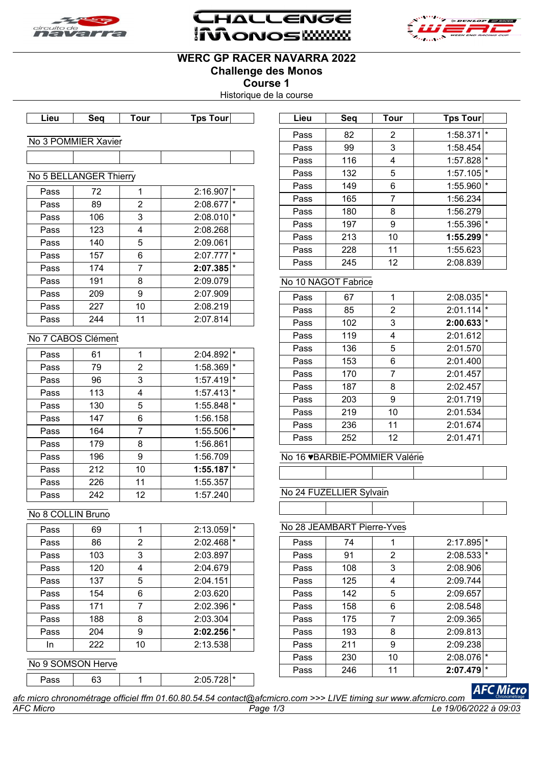# WERC GP RACER NAVARRA 2022
## Challenge des Monos
## Course 1
Historique de la course

| Lieu | Seq | Tour | Tps Tour | |
|---|---|---|---|---|

No 3 POMMIER Xavier

| Lieu | Seq | Tour | Tps Tour | |
|---|---|---|---|---|
| | | | | |

No 5 BELLANGER Thierry

| Lieu | Seq | Tour | Tps Tour | |
|---|---|---|---|---|
| Pass | 72 | 1 | 2:16.907 | * |
| Pass | 89 | 2 | 2:08.677 | * |
| Pass | 106 | 3 | 2:08.010 | * |
| Pass | 123 | 4 | 2:08.268 | |
| Pass | 140 | 5 | 2:09.061 | |
| Pass | 157 | 6 | 2:07.777 | * |
| Pass | 174 | 7 | **2:07.385** | * |
| Pass | 191 | 8 | 2:09.079 | |
| Pass | 209 | 9 | 2:07.909 | |
| Pass | 227 | 10 | 2:08.219 | |
| Pass | 244 | 11 | 2:07.814 | |

No 7 CABOS Clément

| Lieu | Seq | Tour | Tps Tour | |
|---|---|---|---|---|
| Pass | 61 | 1 | 2:04.892 | * |
| Pass | 79 | 2 | 1:58.369 | * |
| Pass | 96 | 3 | 1:57.419 | * |
| Pass | 113 | 4 | 1:57.413 | * |
| Pass | 130 | 5 | 1:55.848 | * |
| Pass | 147 | 6 | 1:56.158 | |
| Pass | 164 | 7 | 1:55.506 | * |
| Pass | 179 | 8 | 1:56.861 | |
| Pass | 196 | 9 | 1:56.709 | |
| Pass | 212 | 10 | **1:55.187** | * |
| Pass | 226 | 11 | 1:55.357 | |
| Pass | 242 | 12 | 1:57.240 | |

No 8 COLLIN Bruno

| Lieu | Seq | Tour | Tps Tour | |
|---|---|---|---|---|
| Pass | 69 | 1 | 2:13.059 | * |
| Pass | 86 | 2 | 2:02.468 | * |
| Pass | 103 | 3 | 2:03.897 | |
| Pass | 120 | 4 | 2:04.679 | |
| Pass | 137 | 5 | 2:04.151 | |
| Pass | 154 | 6 | 2:03.620 | |
| Pass | 171 | 7 | 2:02.396 | * |
| Pass | 188 | 8 | 2:03.304 | |
| Pass | 204 | 9 | **2:02.256** | * |
| In | 222 | 10 | 2:13.538 | |

No 9 SOMSON Herve

| Lieu | Seq | Tour | Tps Tour | |
|---|---|---|---|---|
| Pass | 63 | 1 | 2:05.728 | * |
| Pass | 82 | 2 | 1:58.371 | * |
| Pass | 99 | 3 | 1:58.454 | |
| Pass | 116 | 4 | 1:57.828 | * |
| Pass | 132 | 5 | 1:57.105 | * |
| Pass | 149 | 6 | 1:55.960 | * |
| Pass | 165 | 7 | 1:56.234 | |
| Pass | 180 | 8 | 1:56.279 | |
| Pass | 197 | 9 | 1:55.396 | * |
| Pass | 213 | 10 | **1:55.299** | * |
| Pass | 228 | 11 | 1:55.623 | |
| Pass | 245 | 12 | 2:08.839 | |

No 10 NAGOT Fabrice

| Lieu | Seq | Tour | Tps Tour | |
|---|---|---|---|---|
| Pass | 67 | 1 | 2:08.035 | * |
| Pass | 85 | 2 | 2:01.114 | * |
| Pass | 102 | 3 | **2:00.633** | * |
| Pass | 119 | 4 | 2:01.612 | |
| Pass | 136 | 5 | 2:01.570 | |
| Pass | 153 | 6 | 2:01.400 | |
| Pass | 170 | 7 | 2:01.457 | |
| Pass | 187 | 8 | 2:02.457 | |
| Pass | 203 | 9 | 2:01.719 | |
| Pass | 219 | 10 | 2:01.534 | |
| Pass | 236 | 11 | 2:01.674 | |
| Pass | 252 | 12 | 2:01.471 | |

No 16 ♥BARBIE-POMMIER Valérie

| Lieu | Seq | Tour | Tps Tour | |
|---|---|---|---|---|
| | | | | |

No 24 FUZELLIER Sylvain

| Lieu | Seq | Tour | Tps Tour | |
|---|---|---|---|---|
| | | | | |

No 28 JEAMBART Pierre-Yves

| Lieu | Seq | Tour | Tps Tour | |
|---|---|---|---|---|
| Pass | 74 | 1 | 2:17.895 | * |
| Pass | 91 | 2 | 2:08.533 | * |
| Pass | 108 | 3 | 2:08.906 | |
| Pass | 125 | 4 | 2:09.744 | |
| Pass | 142 | 5 | 2:09.657 | |
| Pass | 158 | 6 | 2:08.548 | |
| Pass | 175 | 7 | 2:09.365 | |
| Pass | 193 | 8 | 2:09.813 | |
| Pass | 211 | 9 | 2:09.238 | |
| Pass | 230 | 10 | 2:08.076 | * |
| Pass | 246 | 11 | **2:07.479** | * |

*afc micro chronométrage officiel ffm 01.60.80.54.54 contact@afcmicro.com >>> LIVE timing sur www.afcmicro.com*

*AFC Micro* — *Le 19/06/2022 à 09:03*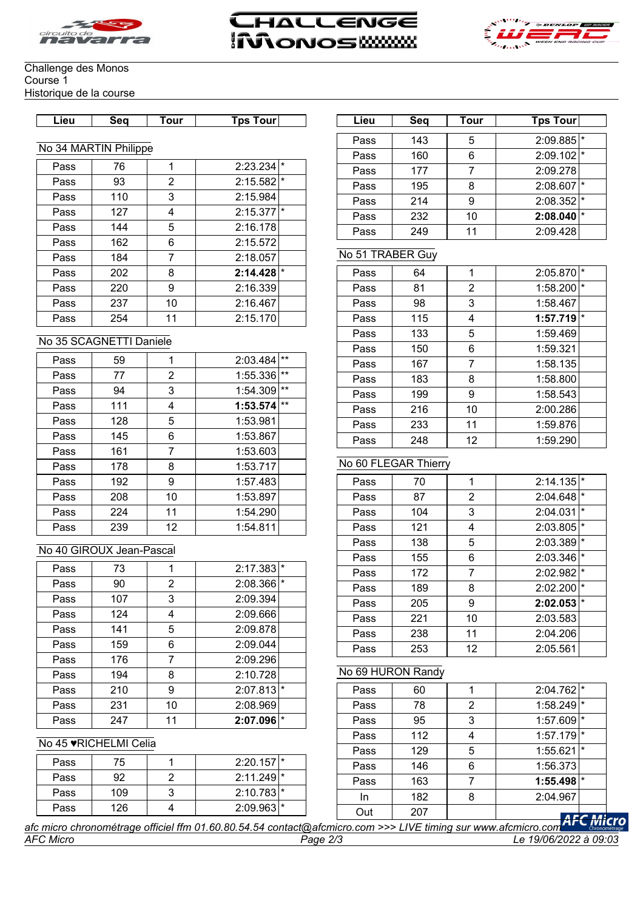Challenge des Monos
Course 1
Historique de la course

### No 34 MARTIN Philippe

| Lieu | Seq | Tour | Tps Tour | |
|---|---|---|---|---|
| Pass | 76 | 1 | 2:23.234 | * |
| Pass | 93 | 2 | 2:15.582 | * |
| Pass | 110 | 3 | 2:15.984 | |
| Pass | 127 | 4 | 2:15.377 | * |
| Pass | 144 | 5 | 2:16.178 | |
| Pass | 162 | 6 | 2:15.572 | |
| Pass | 184 | 7 | 2:18.057 | |
| Pass | 202 | 8 | **2:14.428** | * |
| Pass | 220 | 9 | 2:16.339 | |
| Pass | 237 | 10 | 2:16.467 | |
| Pass | 254 | 11 | 2:15.170 | |

### No 35 SCAGNETTI Daniele

| Lieu | Seq | Tour | Tps Tour | |
|---|---|---|---|---|
| Pass | 59 | 1 | 2:03.484 | ** |
| Pass | 77 | 2 | 1:55.336 | ** |
| Pass | 94 | 3 | 1:54.309 | ** |
| Pass | 111 | 4 | **1:53.574** | ** |
| Pass | 128 | 5 | 1:53.981 | |
| Pass | 145 | 6 | 1:53.867 | |
| Pass | 161 | 7 | 1:53.603 | |
| Pass | 178 | 8 | 1:53.717 | |
| Pass | 192 | 9 | 1:57.483 | |
| Pass | 208 | 10 | 1:53.897 | |
| Pass | 224 | 11 | 1:54.290 | |
| Pass | 239 | 12 | 1:54.811 | |

### No 40 GIROUX Jean-Pascal

| Lieu | Seq | Tour | Tps Tour | |
|---|---|---|---|---|
| Pass | 73 | 1 | 2:17.383 | * |
| Pass | 90 | 2 | 2:08.366 | * |
| Pass | 107 | 3 | 2:09.394 | |
| Pass | 124 | 4 | 2:09.666 | |
| Pass | 141 | 5 | 2:09.878 | |
| Pass | 159 | 6 | 2:09.044 | |
| Pass | 176 | 7 | 2:09.296 | |
| Pass | 194 | 8 | 2:10.728 | |
| Pass | 210 | 9 | 2:07.813 | * |
| Pass | 231 | 10 | 2:08.969 | |
| Pass | 247 | 11 | **2:07.096** | * |

### No 45 ♥RICHELMI Celia

| Lieu | Seq | Tour | Tps Tour | |
|---|---|---|---|---|
| Pass | 75 | 1 | 2:20.157 | * |
| Pass | 92 | 2 | 2:11.249 | * |
| Pass | 109 | 3 | 2:10.783 | * |
| Pass | 126 | 4 | 2:09.963 | * |
| Pass | 143 | 5 | 2:09.885 | * |
| Pass | 160 | 6 | 2:09.102 | * |
| Pass | 177 | 7 | 2:09.278 | |
| Pass | 195 | 8 | 2:08.607 | * |
| Pass | 214 | 9 | 2:08.352 | * |
| Pass | 232 | 10 | **2:08.040** | * |
| Pass | 249 | 11 | 2:09.428 | |

### No 51 TRABER Guy

| Lieu | Seq | Tour | Tps Tour | |
|---|---|---|---|---|
| Pass | 64 | 1 | 2:05.870 | * |
| Pass | 81 | 2 | 1:58.200 | * |
| Pass | 98 | 3 | 1:58.467 | |
| Pass | 115 | 4 | **1:57.719** | * |
| Pass | 133 | 5 | 1:59.469 | |
| Pass | 150 | 6 | 1:59.321 | |
| Pass | 167 | 7 | 1:58.135 | |
| Pass | 183 | 8 | 1:58.800 | |
| Pass | 199 | 9 | 1:58.543 | |
| Pass | 216 | 10 | 2:00.286 | |
| Pass | 233 | 11 | 1:59.876 | |
| Pass | 248 | 12 | 1:59.290 | |

### No 60 FLEGAR Thierry

| Lieu | Seq | Tour | Tps Tour | |
|---|---|---|---|---|
| Pass | 70 | 1 | 2:14.135 | * |
| Pass | 87 | 2 | 2:04.648 | * |
| Pass | 104 | 3 | 2:04.031 | * |
| Pass | 121 | 4 | 2:03.805 | * |
| Pass | 138 | 5 | 2:03.389 | * |
| Pass | 155 | 6 | 2:03.346 | * |
| Pass | 172 | 7 | 2:02.982 | * |
| Pass | 189 | 8 | 2:02.200 | * |
| Pass | 205 | 9 | **2:02.053** | * |
| Pass | 221 | 10 | 2:03.583 | |
| Pass | 238 | 11 | 2:04.206 | |
| Pass | 253 | 12 | 2:05.561 | |

### No 69 HURON Randy

| Lieu | Seq | Tour | Tps Tour | |
|---|---|---|---|---|
| Pass | 60 | 1 | 2:04.762 | * |
| Pass | 78 | 2 | 1:58.249 | * |
| Pass | 95 | 3 | 1:57.609 | * |
| Pass | 112 | 4 | 1:57.179 | * |
| Pass | 129 | 5 | 1:55.621 | * |
| Pass | 146 | 6 | 1:56.373 | |
| Pass | 163 | 7 | **1:55.498** | * |
| In | 182 | 8 | 2:04.967 | |
| Out | 207 | | | |

*afc micro chronométrage officiel ffm 01.60.80.54.54 contact@afcmicro.com >>> LIVE timing sur www.afcmicro.com*

*AFC Micro* — *Le 19/06/2022 à 09:03*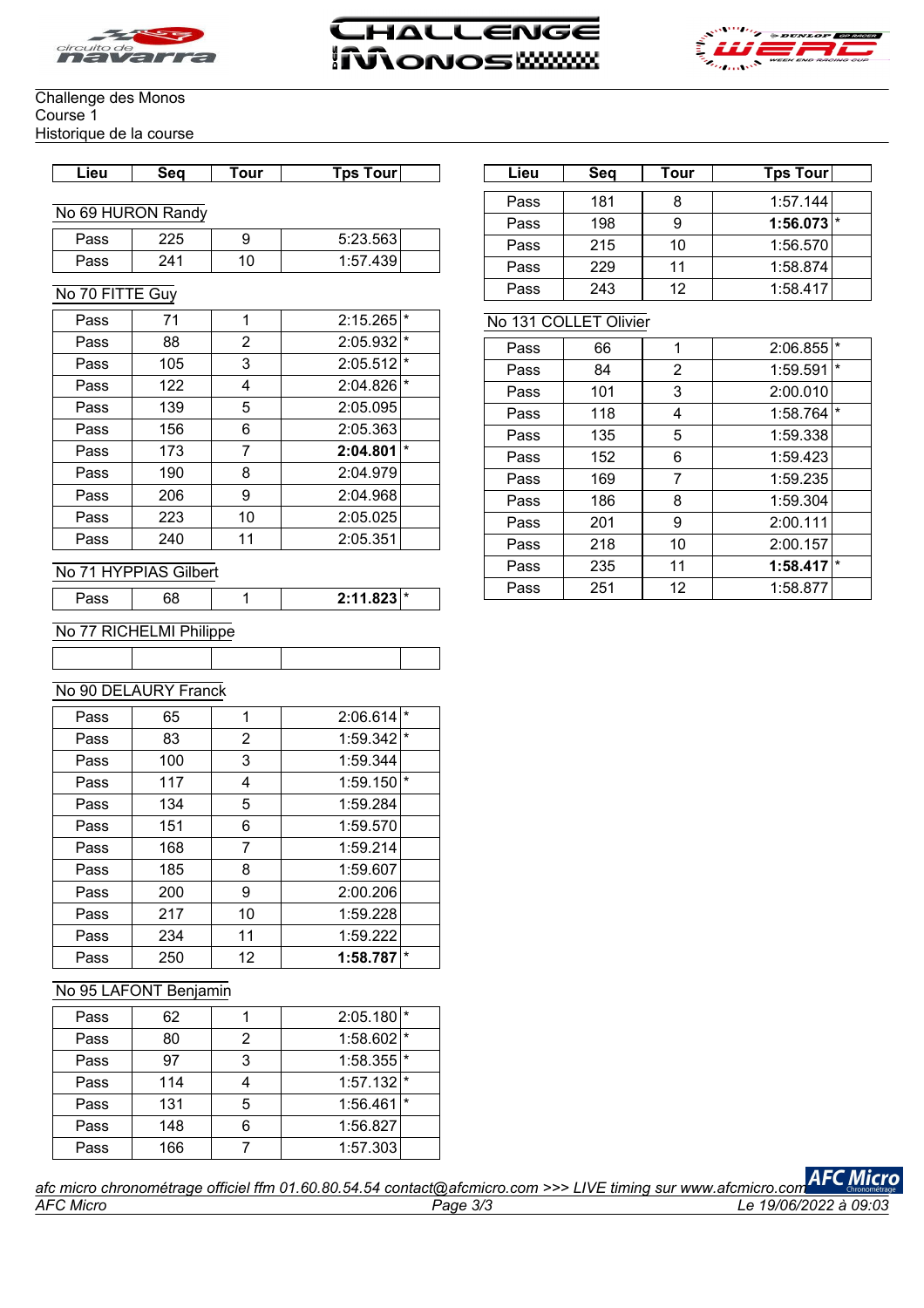Challenge des Monos
Course 1
Historique de la course

| Lieu | Seq | Tour | Tps Tour | |
|---|---|---|---|---|

No 69 HURON Randy

| | | | | |
|---|---|---|---|---|
| Pass | 225 | 9 | 5:23.563 | |
| Pass | 241 | 10 | 1:57.439 | |

No 70 FITTE Guy

| | | | | |
|---|---|---|---|---|
| Pass | 71 | 1 | 2:15.265 | * |
| Pass | 88 | 2 | 2:05.932 | * |
| Pass | 105 | 3 | 2:05.512 | * |
| Pass | 122 | 4 | 2:04.826 | * |
| Pass | 139 | 5 | 2:05.095 | |
| Pass | 156 | 6 | 2:05.363 | |
| Pass | 173 | 7 | **2:04.801** | * |
| Pass | 190 | 8 | 2:04.979 | |
| Pass | 206 | 9 | 2:04.968 | |
| Pass | 223 | 10 | 2:05.025 | |
| Pass | 240 | 11 | 2:05.351 | |

No 71 HYPPIAS Gilbert

| | | | | |
|---|---|---|---|---|
| Pass | 68 | 1 | **2:11.823** | * |

No 77 RICHELMI Philippe

| | | | | |
|---|---|---|---|---|
| | | | | |

No 90 DELAURY Franck

| | | | | |
|---|---|---|---|---|
| Pass | 65 | 1 | 2:06.614 | * |
| Pass | 83 | 2 | 1:59.342 | * |
| Pass | 100 | 3 | 1:59.344 | |
| Pass | 117 | 4 | 1:59.150 | * |
| Pass | 134 | 5 | 1:59.284 | |
| Pass | 151 | 6 | 1:59.570 | |
| Pass | 168 | 7 | 1:59.214 | |
| Pass | 185 | 8 | 1:59.607 | |
| Pass | 200 | 9 | 2:00.206 | |
| Pass | 217 | 10 | 1:59.228 | |
| Pass | 234 | 11 | 1:59.222 | |
| Pass | 250 | 12 | **1:58.787** | * |

No 95 LAFONT Benjamin

| Lieu | Seq | Tour | Tps Tour | |
|---|---|---|---|---|
| Pass | 62 | 1 | 2:05.180 | * |
| Pass | 80 | 2 | 1:58.602 | * |
| Pass | 97 | 3 | 1:58.355 | * |
| Pass | 114 | 4 | 1:57.132 | * |
| Pass | 131 | 5 | 1:56.461 | * |
| Pass | 148 | 6 | 1:56.827 | |
| Pass | 166 | 7 | 1:57.303 | |
| Pass | 181 | 8 | 1:57.144 | |
| Pass | 198 | 9 | **1:56.073** | * |
| Pass | 215 | 10 | 1:56.570 | |
| Pass | 229 | 11 | 1:58.874 | |
| Pass | 243 | 12 | 1:58.417 | |

No 131 COLLET Olivier

| | | | | |
|---|---|---|---|---|
| Pass | 66 | 1 | 2:06.855 | * |
| Pass | 84 | 2 | 1:59.591 | * |
| Pass | 101 | 3 | 2:00.010 | |
| Pass | 118 | 4 | 1:58.764 | * |
| Pass | 135 | 5 | 1:59.338 | |
| Pass | 152 | 6 | 1:59.423 | |
| Pass | 169 | 7 | 1:59.235 | |
| Pass | 186 | 8 | 1:59.304 | |
| Pass | 201 | 9 | 2:00.111 | |
| Pass | 218 | 10 | 2:00.157 | |
| Pass | 235 | 11 | **1:58.417** | * |
| Pass | 251 | 12 | 1:58.877 | |

*afc micro chronométrage officiel ffm 01.60.80.54.54 contact@afcmicro.com >>> LIVE timing sur www.afcmicro.com*
*AFC Micro* — *Le 19/06/2022 à 09:03*